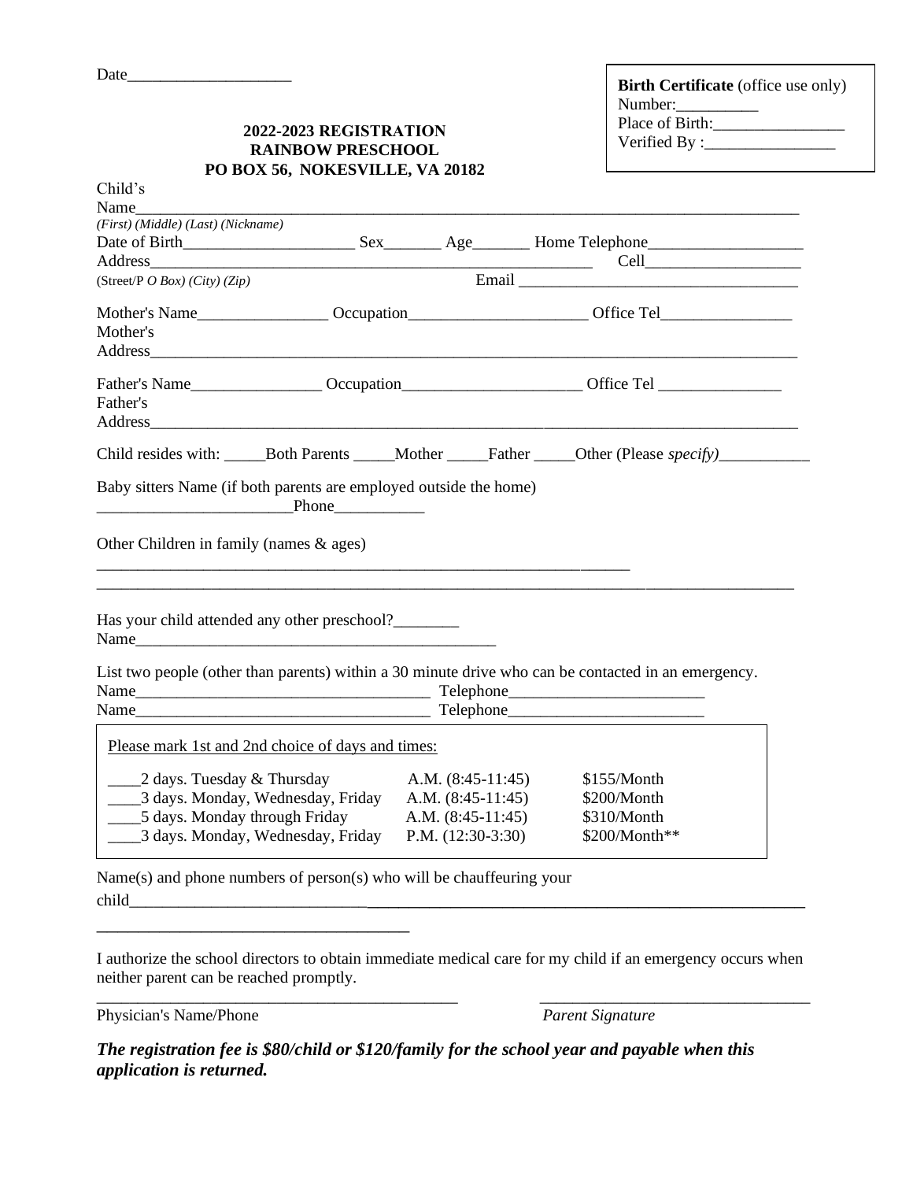Date____________________

**Birth Certificate** (office use only)
Number:__________
Place of Birth:________________
Verified By :________________

**2022-2023 REGISTRATION**
**RAINBOW PRESCHOOL**
**PO BOX 56, NOKESVILLE, VA 20182**

Child's Name_______________________________________________________________________________
*(First) (Middle) (Last) (Nickname)*

Date of Birth_____________________ Sex_______ Age_______ Home Telephone___________________

Address_____________________________________________________ Cell___________________
(Street/P *O Box) (City) (Zip)* Email ___________________________________

Mother's Name________________ Occupation______________________ Office Tel________________

Mother's Address________________________________________________________________________________

Father's Name________________ Occupation______________________ Office Tel _______________

Father's Address________________________________________________________________________________

Child resides with: _____Both Parents _____Mother _____Father _____Other (Please *specify)*___________

Baby sitters Name (if both parents are employed outside the home)
________________________Phone___________

Other Children in family (names & ages)
___________________________________________________________________
____________________________________________________________________________________

Has your child attended any other preschool?________
Name______________________________________________

List two people (other than parents) within a 30 minute drive who can be contacted in an emergency.
Name____________________________________ Telephone________________________
Name____________________________________ Telephone________________________

Please mark 1st and 2nd choice of days and times:

| | | |
|---|---|---|
| ____2 days. Tuesday & Thursday | A.M. (8:45-11:45) | $155/Month |
| ____3 days. Monday, Wednesday, Friday | A.M. (8:45-11:45) | $200/Month |
| ____5 days. Monday through Friday | A.M. (8:45-11:45) | $310/Month |
| ____3 days. Monday, Wednesday, Friday | P.M. (12:30-3:30) | $200/Month** |

Name(s) and phone numbers of person(s) who will be chauffeuring your child______________________________________________________________________________________
_____________________________________

I authorize the school directors to obtain immediate medical care for my child if an emergency occurs when neither parent can be reached promptly.

______________________________________________ __________________________________
Physician's Name/Phone *Parent Signature*

***The registration fee is $80/child or $120/family for the school year and payable when this application is returned.***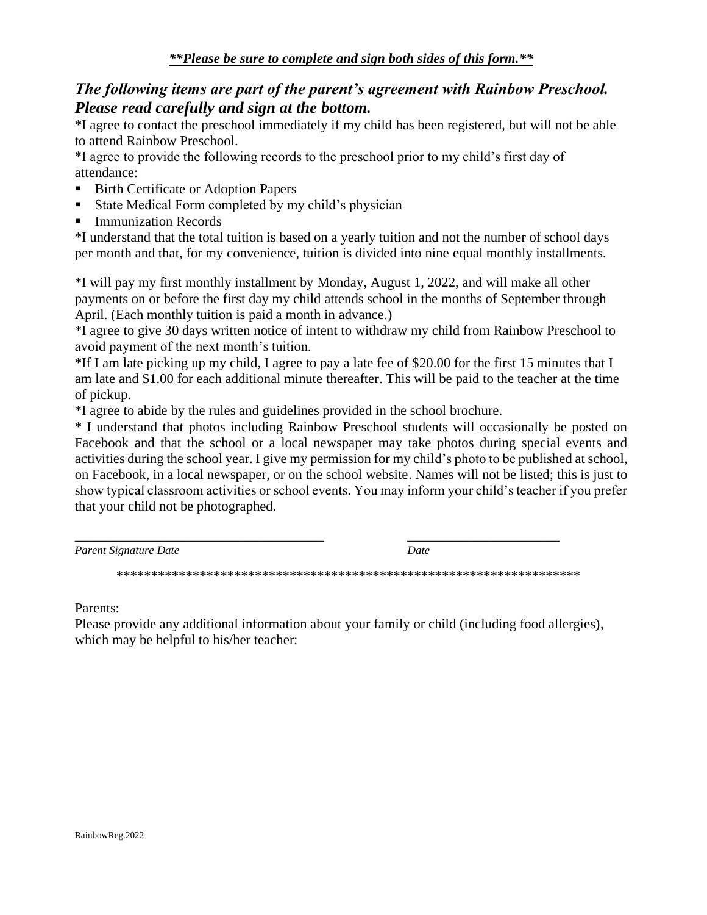***\*\*Please be sure to complete and sign both sides of this form.\*\****

## *The following items are part of the parent's agreement with Rainbow Preschool. Please read carefully and sign at the bottom.*

*I agree to contact the preschool immediately if my child has been registered, but will not be able to attend Rainbow Preschool.

*I agree to provide the following records to the preschool prior to my child's first day of attendance:

- Birth Certificate or Adoption Papers
- State Medical Form completed by my child's physician
- Immunization Records

*I understand that the total tuition is based on a yearly tuition and not the number of school days per month and that, for my convenience, tuition is divided into nine equal monthly installments.

*I will pay my first monthly installment by Monday, August 1, 2022, and will make all other payments on or before the first day my child attends school in the months of September through April. (Each monthly tuition is paid a month in advance.)

*I agree to give 30 days written notice of intent to withdraw my child from Rainbow Preschool to avoid payment of the next month's tuition.

*If I am late picking up my child, I agree to pay a late fee of $20.00 for the first 15 minutes that I am late and $1.00 for each additional minute thereafter. This will be paid to the teacher at the time of pickup.

*I agree to abide by the rules and guidelines provided in the school brochure.

* I understand that photos including Rainbow Preschool students will occasionally be posted on Facebook and that the school or a local newspaper may take photos during special events and activities during the school year. I give my permission for my child's photo to be published at school, on Facebook, in a local newspaper, or on the school website. Names will not be listed; this is just to show typical classroom activities or school events. You may inform your child's teacher if you prefer that your child not be photographed.

_______________________________________ _______________________

*Parent Signature Date* *Date*

*******************************************************************

Parents:

Please provide any additional information about your family or child (including food allergies), which may be helpful to his/her teacher:

RainbowReg.2022